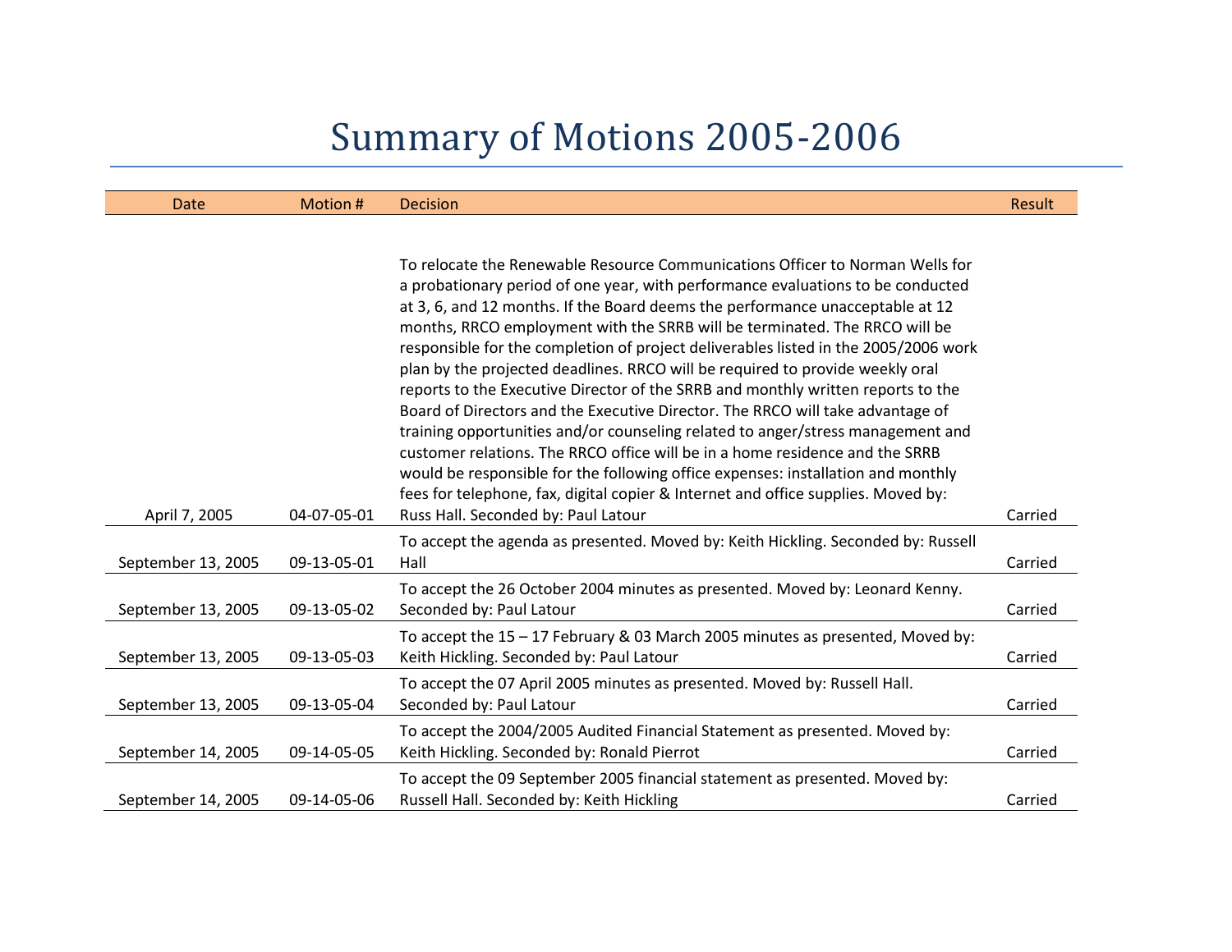# Summary of Motions 2005-2006

| Date | Motion # | Decision | Result |
|---|---|---|---|
| April 7, 2005 | 04-07-05-01 | To relocate the Renewable Resource Communications Officer to Norman Wells for a probationary period of one year, with performance evaluations to be conducted at 3, 6, and 12 months. If the Board deems the performance unacceptable at 12 months, RRCO employment with the SRRB will be terminated. The RRCO will be responsible for the completion of project deliverables listed in the 2005/2006 work plan by the projected deadlines. RRCO will be required to provide weekly oral reports to the Executive Director of the SRRB and monthly written reports to the Board of Directors and the Executive Director. The RRCO will take advantage of training opportunities and/or counseling related to anger/stress management and customer relations. The RRCO office will be in a home residence and the SRRB would be responsible for the following office expenses: installation and monthly fees for telephone, fax, digital copier & Internet and office supplies. Moved by: Russ Hall. Seconded by: Paul Latour | Carried |
| September 13, 2005 | 09-13-05-01 | To accept the agenda as presented. Moved by: Keith Hickling. Seconded by: Russell Hall | Carried |
| September 13, 2005 | 09-13-05-02 | To accept the 26 October 2004 minutes as presented. Moved by: Leonard Kenny. Seconded by: Paul Latour | Carried |
| September 13, 2005 | 09-13-05-03 | To accept the 15 – 17 February & 03 March 2005 minutes as presented, Moved by: Keith Hickling. Seconded by: Paul Latour | Carried |
| September 13, 2005 | 09-13-05-04 | To accept the 07 April 2005 minutes as presented. Moved by: Russell Hall. Seconded by: Paul Latour | Carried |
| September 14, 2005 | 09-14-05-05 | To accept the 2004/2005 Audited Financial Statement as presented. Moved by: Keith Hickling. Seconded by: Ronald Pierrot | Carried |
| September 14, 2005 | 09-14-05-06 | To accept the 09 September 2005 financial statement as presented. Moved by: Russell Hall. Seconded by: Keith Hickling | Carried |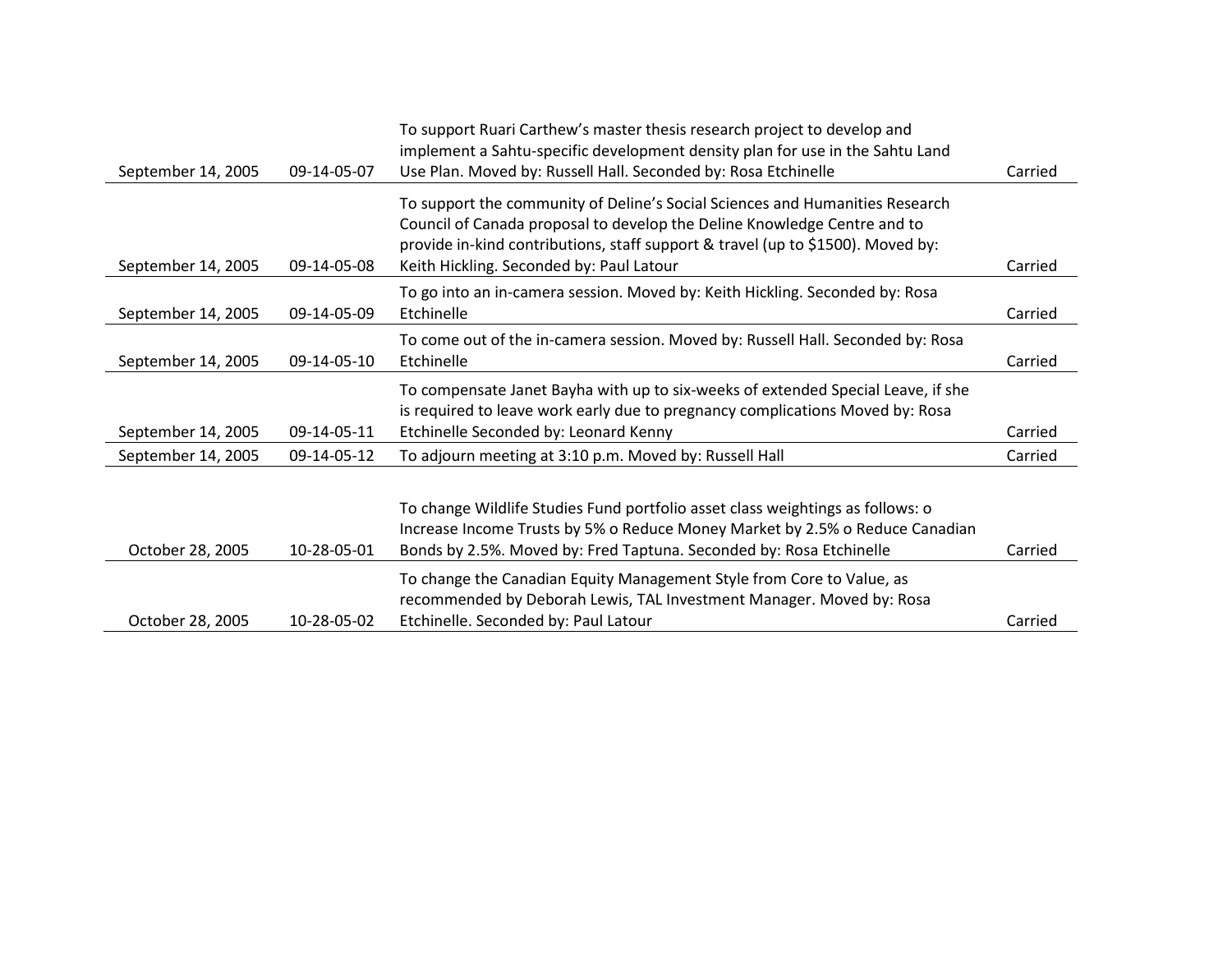| | | | |
|---|---|---|---|
| September 14, 2005 | 09-14-05-07 | To support Ruari Carthew's master thesis research project to develop and implement a Sahtu-specific development density plan for use in the Sahtu Land Use Plan. Moved by: Russell Hall. Seconded by: Rosa Etchinelle | Carried |
| September 14, 2005 | 09-14-05-08 | To support the community of Deline's Social Sciences and Humanities Research Council of Canada proposal to develop the Deline Knowledge Centre and to provide in-kind contributions, staff support & travel (up to $1500). Moved by: Keith Hickling. Seconded by: Paul Latour | Carried |
| September 14, 2005 | 09-14-05-09 | To go into an in-camera session. Moved by: Keith Hickling. Seconded by: Rosa Etchinelle | Carried |
| September 14, 2005 | 09-14-05-10 | To come out of the in-camera session. Moved by: Russell Hall. Seconded by: Rosa Etchinelle | Carried |
| September 14, 2005 | 09-14-05-11 | To compensate Janet Bayha with up to six-weeks of extended Special Leave, if she is required to leave work early due to pregnancy complications Moved by: Rosa Etchinelle Seconded by: Leonard Kenny | Carried |
| September 14, 2005 | 09-14-05-12 | To adjourn meeting at 3:10 p.m. Moved by: Russell Hall | Carried |
| October 28, 2005 | 10-28-05-01 | To change Wildlife Studies Fund portfolio asset class weightings as follows: o Increase Income Trusts by 5% o Reduce Money Market by 2.5% o Reduce Canadian Bonds by 2.5%. Moved by: Fred Taptuna. Seconded by: Rosa Etchinelle | Carried |
| October 28, 2005 | 10-28-05-02 | To change the Canadian Equity Management Style from Core to Value, as recommended by Deborah Lewis, TAL Investment Manager. Moved by: Rosa Etchinelle. Seconded by: Paul Latour | Carried |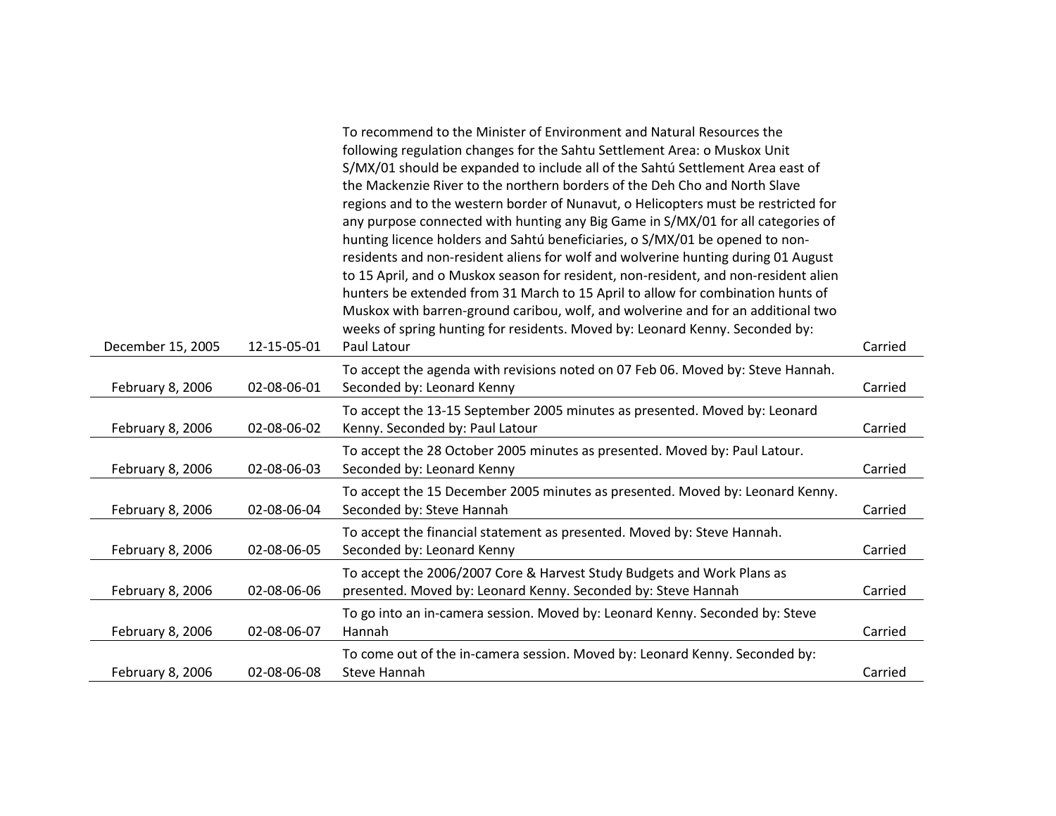| | | | |
|---|---|---|---|
| December 15, 2005 | 12-15-05-01 | To recommend to the Minister of Environment and Natural Resources the following regulation changes for the Sahtu Settlement Area: o Muskox Unit S/MX/01 should be expanded to include all of the Sahtú Settlement Area east of the Mackenzie River to the northern borders of the Deh Cho and North Slave regions and to the western border of Nunavut, o Helicopters must be restricted for any purpose connected with hunting any Big Game in S/MX/01 for all categories of hunting licence holders and Sahtú beneficiaries, o S/MX/01 be opened to non-residents and non-resident aliens for wolf and wolverine hunting during 01 August to 15 April, and o Muskox season for resident, non-resident, and non-resident alien hunters be extended from 31 March to 15 April to allow for combination hunts of Muskox with barren-ground caribou, wolf, and wolverine and for an additional two weeks of spring hunting for residents. Moved by: Leonard Kenny. Seconded by: Paul Latour | Carried |
| February 8, 2006 | 02-08-06-01 | To accept the agenda with revisions noted on 07 Feb 06. Moved by: Steve Hannah. Seconded by: Leonard Kenny | Carried |
| February 8, 2006 | 02-08-06-02 | To accept the 13-15 September 2005 minutes as presented. Moved by: Leonard Kenny. Seconded by: Paul Latour | Carried |
| February 8, 2006 | 02-08-06-03 | To accept the 28 October 2005 minutes as presented. Moved by: Paul Latour. Seconded by: Leonard Kenny | Carried |
| February 8, 2006 | 02-08-06-04 | To accept the 15 December 2005 minutes as presented. Moved by: Leonard Kenny. Seconded by: Steve Hannah | Carried |
| February 8, 2006 | 02-08-06-05 | To accept the financial statement as presented. Moved by: Steve Hannah. Seconded by: Leonard Kenny | Carried |
| February 8, 2006 | 02-08-06-06 | To accept the 2006/2007 Core & Harvest Study Budgets and Work Plans as presented. Moved by: Leonard Kenny. Seconded by: Steve Hannah | Carried |
| February 8, 2006 | 02-08-06-07 | To go into an in-camera session. Moved by: Leonard Kenny. Seconded by: Steve Hannah | Carried |
| February 8, 2006 | 02-08-06-08 | To come out of the in-camera session. Moved by: Leonard Kenny. Seconded by: Steve Hannah | Carried |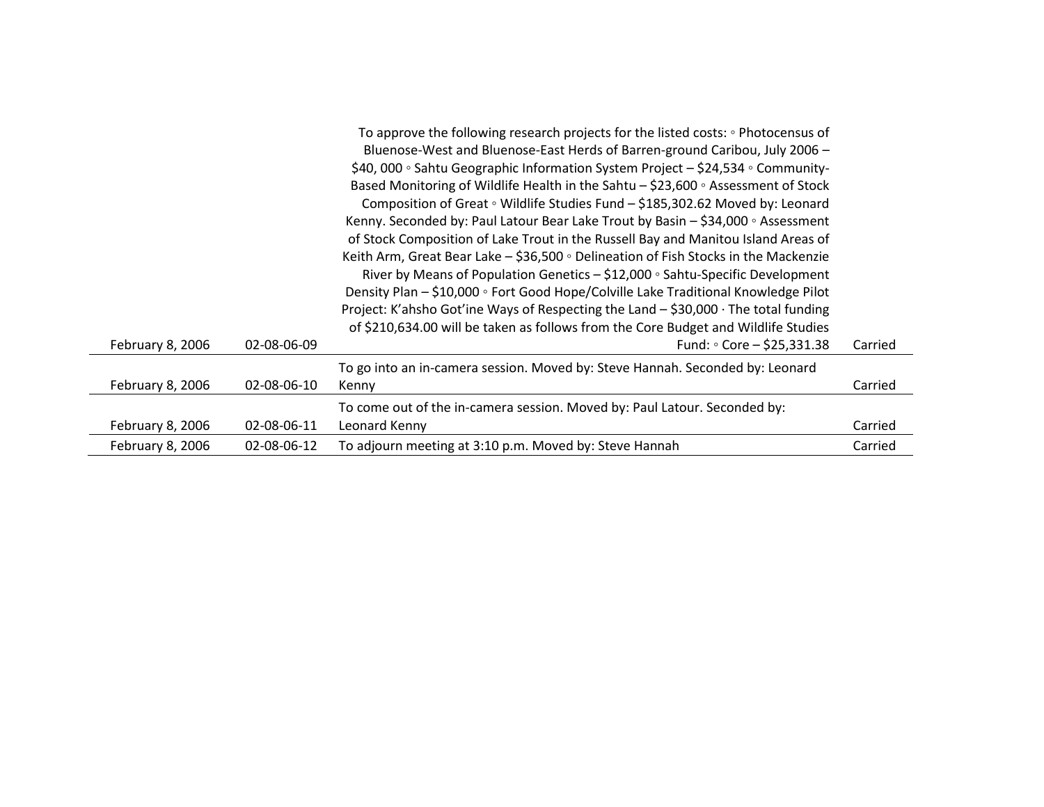| | | | |
|---|---|---|---|
| February 8, 2006 | 02-08-06-09 | To approve the following research projects for the listed costs: ◦ Photocensus of Bluenose-West and Bluenose-East Herds of Barren-ground Caribou, July 2006 – $40, 000 ◦ Sahtu Geographic Information System Project – $24,534 ◦ Community-Based Monitoring of Wildlife Health in the Sahtu – $23,600 ◦ Assessment of Stock Composition of Great ◦ Wildlife Studies Fund – $185,302.62 Moved by: Leonard Kenny. Seconded by: Paul Latour Bear Lake Trout by Basin – $34,000 ◦ Assessment of Stock Composition of Lake Trout in the Russell Bay and Manitou Island Areas of Keith Arm, Great Bear Lake – $36,500 ◦ Delineation of Fish Stocks in the Mackenzie River by Means of Population Genetics – $12,000 ◦ Sahtu-Specific Development Density Plan – $10,000 ◦ Fort Good Hope/Colville Lake Traditional Knowledge Pilot Project: K'ahsho Got'ine Ways of Respecting the Land – $30,000 · The total funding of $210,634.00 will be taken as follows from the Core Budget and Wildlife Studies Fund: ◦ Core – $25,331.38 | Carried |
| February 8, 2006 | 02-08-06-10 | To go into an in-camera session. Moved by: Steve Hannah. Seconded by: Leonard Kenny | Carried |
| February 8, 2006 | 02-08-06-11 | To come out of the in-camera session. Moved by: Paul Latour. Seconded by: Leonard Kenny | Carried |
| February 8, 2006 | 02-08-06-12 | To adjourn meeting at 3:10 p.m. Moved by: Steve Hannah | Carried |